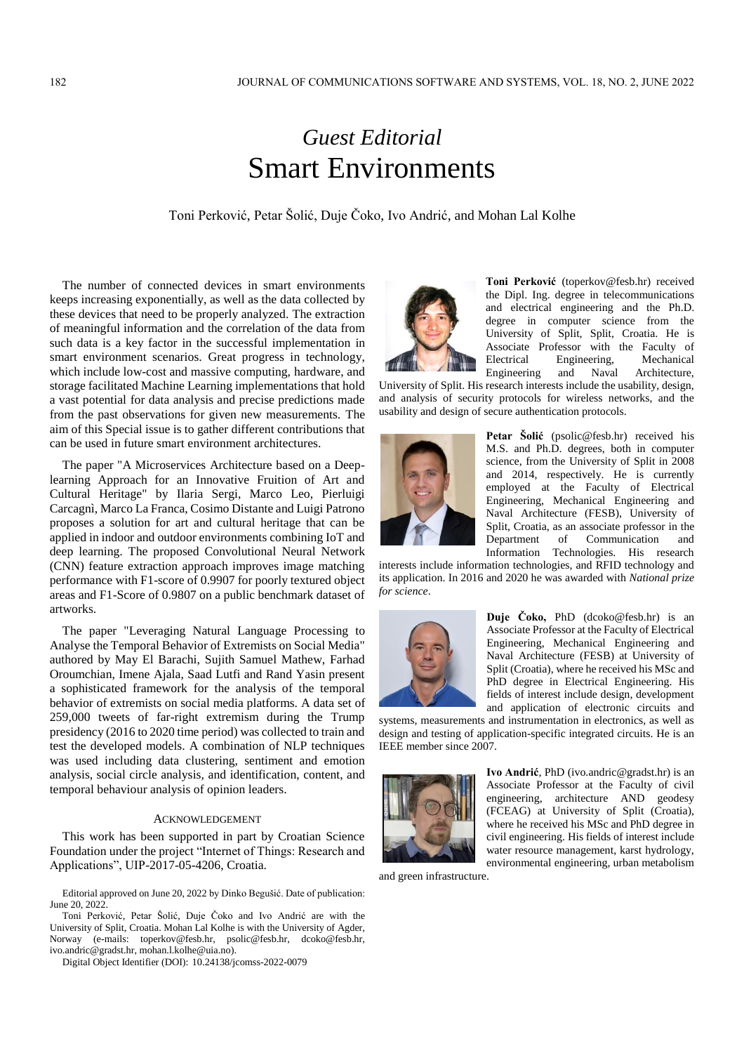# *Guest Editorial*
# Smart Environments

Toni Perković, Petar Šolić, Duje Čoko, Ivo Andrić, and Mohan Lal Kolhe

The number of connected devices in smart environments keeps increasing exponentially, as well as the data collected by these devices that need to be properly analyzed. The extraction of meaningful information and the correlation of the data from such data is a key factor in the successful implementation in smart environment scenarios. Great progress in technology, which include low-cost and massive computing, hardware, and storage facilitated Machine Learning implementations that hold a vast potential for data analysis and precise predictions made from the past observations for given new measurements. The aim of this Special issue is to gather different contributions that can be used in future smart environment architectures.

The paper "A Microservices Architecture based on a Deep-learning Approach for an Innovative Fruition of Art and Cultural Heritage" by Ilaria Sergi, Marco Leo, Pierluigi Carcagnì, Marco La Franca, Cosimo Distante and Luigi Patrono proposes a solution for art and cultural heritage that can be applied in indoor and outdoor environments combining IoT and deep learning. The proposed Convolutional Neural Network (CNN) feature extraction approach improves image matching performance with F1-score of 0.9907 for poorly textured object areas and F1-Score of 0.9807 on a public benchmark dataset of artworks.

The paper "Leveraging Natural Language Processing to Analyse the Temporal Behavior of Extremists on Social Media" authored by May El Barachi, Sujith Samuel Mathew, Farhad Oroumchian, Imene Ajala, Saad Lutfi and Rand Yasin present a sophisticated framework for the analysis of the temporal behavior of extremists on social media platforms. A data set of 259,000 tweets of far-right extremism during the Trump presidency (2016 to 2020 time period) was collected to train and test the developed models. A combination of NLP techniques was used including data clustering, sentiment and emotion analysis, social circle analysis, and identification, content, and temporal behaviour analysis of opinion leaders.

## Acknowledgement

This work has been supported in part by Croatian Science Foundation under the project "Internet of Things: Research and Applications", UIP-2017-05-4206, Croatia.

Editorial approved on June 20, 2022 by Dinko Begušić. Date of publication: June 20, 2022.

Toni Perković, Petar Šolić, Duje Čoko and Ivo Andrić are with the University of Split, Croatia. Mohan Lal Kolhe is with the University of Agder, Norway (e-mails: toperkov@fesb.hr, psolic@fesb.hr, dcoko@fesb.hr, ivo.andric@gradst.hr, mohan.l.kolhe@uia.no).

Digital Object Identifier (DOI): 10.24138/jcomss-2022-0079

**Toni Perković** (toperkov@fesb.hr) received the Dipl. Ing. degree in telecommunications and electrical engineering and the Ph.D. degree in computer science from the University of Split, Split, Croatia. He is Associate Professor with the Faculty of Electrical Engineering, Mechanical Engineering and Naval Architecture, University of Split. His research interests include the usability, design, and analysis of security protocols for wireless networks, and the usability and design of secure authentication protocols.

**Petar Šolić** (psolic@fesb.hr) received his M.S. and Ph.D. degrees, both in computer science, from the University of Split in 2008 and 2014, respectively. He is currently employed at the Faculty of Electrical Engineering, Mechanical Engineering and Naval Architecture (FESB), University of Split, Croatia, as an associate professor in the Department of Communication and Information Technologies. His research interests include information technologies, and RFID technology and its application. In 2016 and 2020 he was awarded with *National prize for science*.

**Duje Čoko,** PhD (dcoko@fesb.hr) is an Associate Professor at the Faculty of Electrical Engineering, Mechanical Engineering and Naval Architecture (FESB) at University of Split (Croatia), where he received his MSc and PhD degree in Electrical Engineering. His fields of interest include design, development and application of electronic circuits and systems, measurements and instrumentation in electronics, as well as design and testing of application-specific integrated circuits. He is an IEEE member since 2007.

**Ivo Andrić**, PhD (ivo.andric@gradst.hr) is an Associate Professor at the Faculty of civil engineering, architecture AND geodesy (FCEAG) at University of Split (Croatia), where he received his MSc and PhD degree in civil engineering. His fields of interest include water resource management, karst hydrology, environmental engineering, urban metabolism and green infrastructure.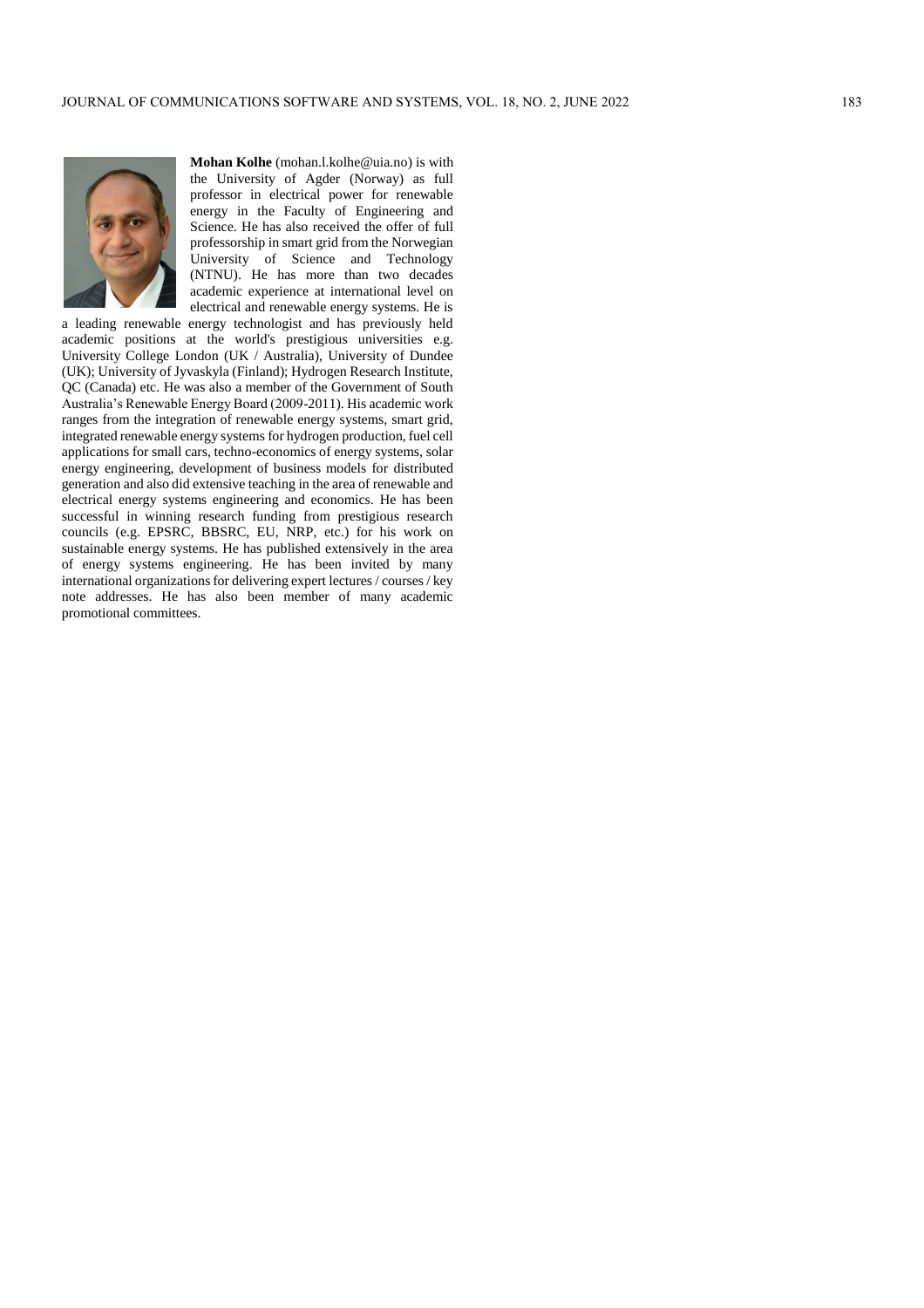**Mohan Kolhe** (mohan.l.kolhe@uia.no) is with the University of Agder (Norway) as full professor in electrical power for renewable energy in the Faculty of Engineering and Science. He has also received the offer of full professorship in smart grid from the Norwegian University of Science and Technology (NTNU). He has more than two decades academic experience at international level on electrical and renewable energy systems. He is a leading renewable energy technologist and has previously held academic positions at the world's prestigious universities e.g. University College London (UK / Australia), University of Dundee (UK); University of Jyvaskyla (Finland); Hydrogen Research Institute, QC (Canada) etc. He was also a member of the Government of South Australia's Renewable Energy Board (2009-2011). His academic work ranges from the integration of renewable energy systems, smart grid, integrated renewable energy systems for hydrogen production, fuel cell applications for small cars, techno-economics of energy systems, solar energy engineering, development of business models for distributed generation and also did extensive teaching in the area of renewable and electrical energy systems engineering and economics. He has been successful in winning research funding from prestigious research councils (e.g. EPSRC, BBSRC, EU, NRP, etc.) for his work on sustainable energy systems. He has published extensively in the area of energy systems engineering. He has been invited by many international organizations for delivering expert lectures / courses / key note addresses. He has also been member of many academic promotional committees.